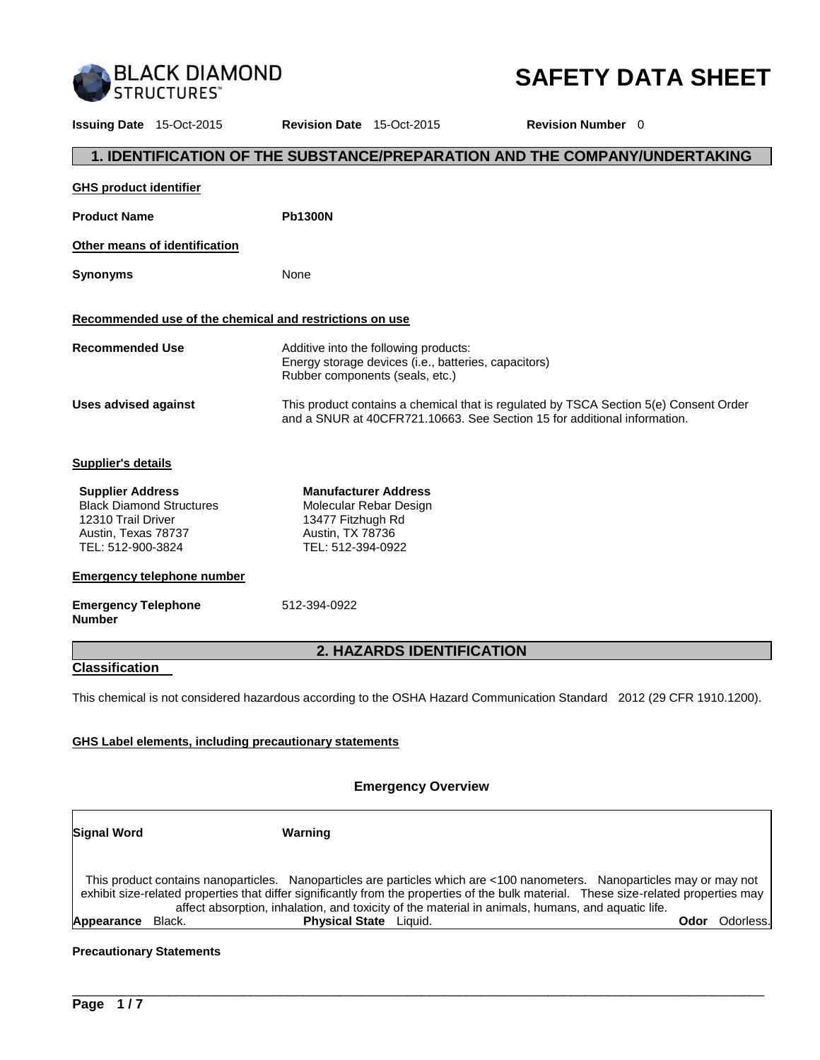BLACK DIAMOND STRUCTURES™

# SAFETY DATA SHEET

**Issuing Date** 15-Oct-2015 **Revision Date** 15-Oct-2015 **Revision Number** 0

## 1. IDENTIFICATION OF THE SUBSTANCE/PREPARATION AND THE COMPANY/UNDERTAKING

**GHS product identifier**

**Product Name** **Pb1300N**

**Other means of identification**

**Synonyms** None

**Recommended use of the chemical and restrictions on use**

**Recommended Use** Additive into the following products:
Energy storage devices (i.e., batteries, capacitors)
Rubber components (seals, etc.)

**Uses advised against** This product contains a chemical that is regulated by TSCA Section 5(e) Consent Order and a SNUR at 40CFR721.10663. See Section 15 for additional information.

**Supplier's details**

**Supplier Address**
Black Diamond Structures
12310 Trail Driver
Austin, Texas 78737
TEL: 512-900-3824

**Manufacturer Address**
Molecular Rebar Design
13477 Fitzhugh Rd
Austin, TX 78736
TEL: 512-394-0922

**Emergency telephone number**

**Emergency Telephone Number** 512-394-0922

## 2. HAZARDS IDENTIFICATION

**Classification**

This chemical is not considered hazardous according to the OSHA Hazard Communication Standard 2012 (29 CFR 1910.1200).

**GHS Label elements, including precautionary statements**

### Emergency Overview

**Signal Word** **Warning**

This product contains nanoparticles. Nanoparticles are particles which are <100 nanometers. Nanoparticles may or may not exhibit size-related properties that differ significantly from the properties of the bulk material. These size-related properties may affect absorption, inhalation, and toxicity of the material in animals, humans, and aquatic life.

**Appearance** Black. **Physical State** Liquid. **Odor** Odorless.

**Precautionary Statements**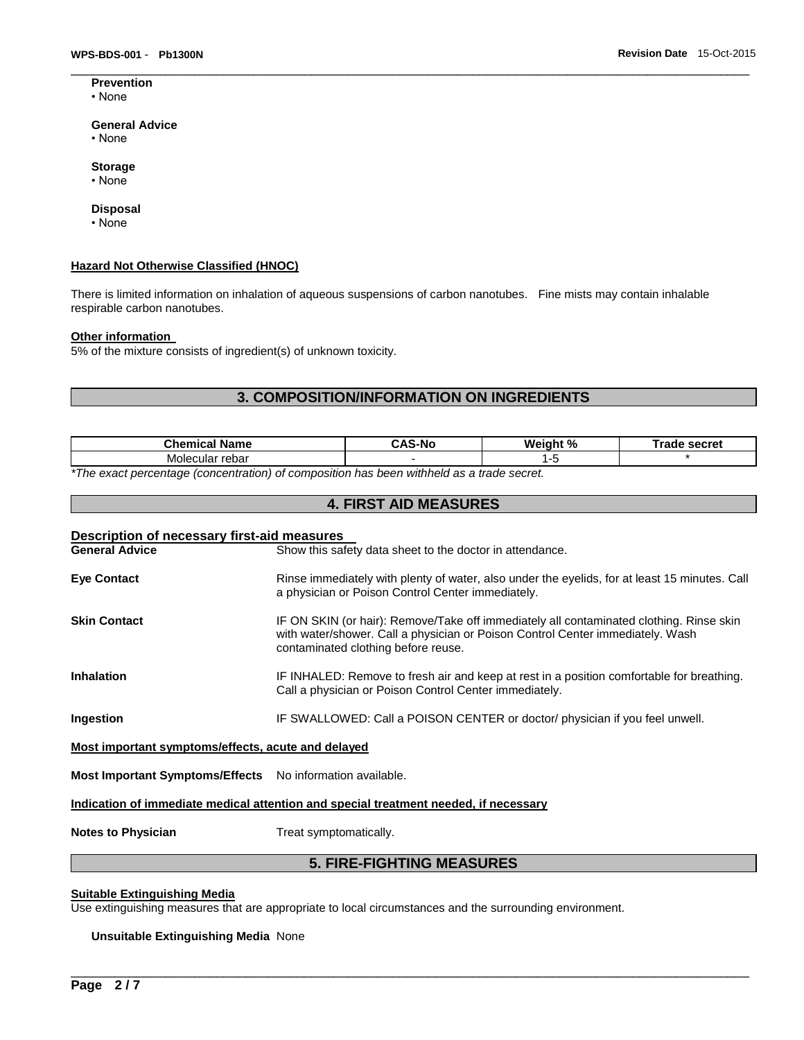**Prevention**
• None

**General Advice**
• None

**Storage**
• None

**Disposal**
• None

**Hazard Not Otherwise Classified (HNOC)**

There is limited information on inhalation of aqueous suspensions of carbon nanotubes. Fine mists may contain inhalable respirable carbon nanotubes.

**Other information**

5% of the mixture consists of ingredient(s) of unknown toxicity.

## 3. COMPOSITION/INFORMATION ON INGREDIENTS

| Chemical Name | CAS-No | Weight % | Trade secret |
|---|---|---|---|
| Molecular rebar | - | 1-5 | * |

*\*The exact percentage (concentration) of composition has been withheld as a trade secret.*

## 4. FIRST AID MEASURES

**Description of necessary first-aid measures**

**General Advice** Show this safety data sheet to the doctor in attendance.

**Eye Contact** Rinse immediately with plenty of water, also under the eyelids, for at least 15 minutes. Call a physician or Poison Control Center immediately.

**Skin Contact** IF ON SKIN (or hair): Remove/Take off immediately all contaminated clothing. Rinse skin with water/shower. Call a physician or Poison Control Center immediately. Wash contaminated clothing before reuse.

**Inhalation** IF INHALED: Remove to fresh air and keep at rest in a position comfortable for breathing. Call a physician or Poison Control Center immediately.

**Ingestion** IF SWALLOWED: Call a POISON CENTER or doctor/ physician if you feel unwell.

**Most important symptoms/effects, acute and delayed**

**Most Important Symptoms/Effects** No information available.

**Indication of immediate medical attention and special treatment needed, if necessary**

**Notes to Physician** Treat symptomatically.

## 5. FIRE-FIGHTING MEASURES

**Suitable Extinguishing Media**

Use extinguishing measures that are appropriate to local circumstances and the surrounding environment.

**Unsuitable Extinguishing Media** None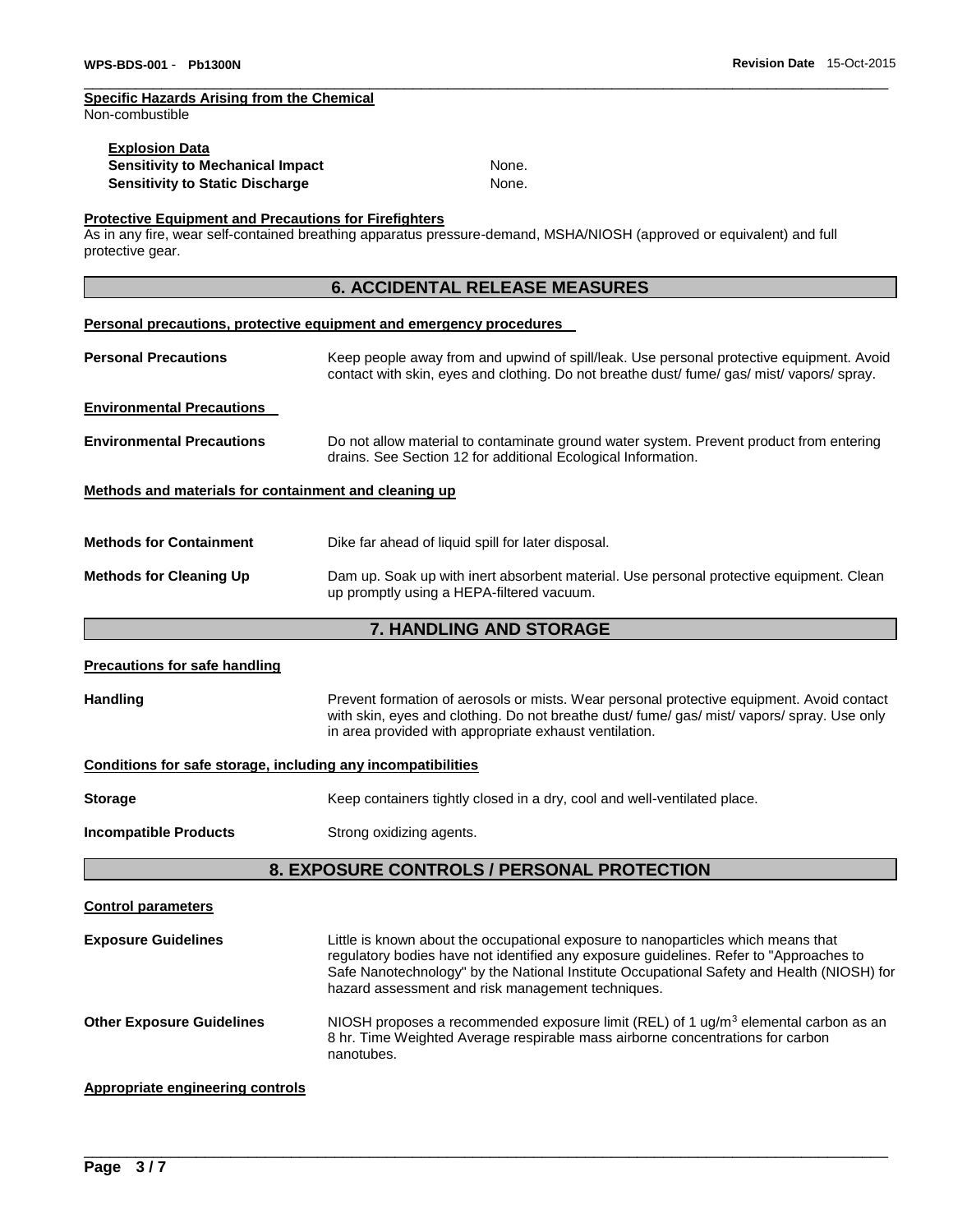**Specific Hazards Arising from the Chemical**

Non-combustible

**Explosion Data**

| | |
|---|---|
| **Sensitivity to Mechanical Impact** | None. |
| **Sensitivity to Static Discharge** | None. |

**Protective Equipment and Precautions for Firefighters**

As in any fire, wear self-contained breathing apparatus pressure-demand, MSHA/NIOSH (approved or equivalent) and full protective gear.

## 6. ACCIDENTAL RELEASE MEASURES

**Personal precautions, protective equipment and emergency procedures**

| | |
|---|---|
| **Personal Precautions** | Keep people away from and upwind of spill/leak. Use personal protective equipment. Avoid contact with skin, eyes and clothing. Do not breathe dust/ fume/ gas/ mist/ vapors/ spray. |

**Environmental Precautions**

| | |
|---|---|
| **Environmental Precautions** | Do not allow material to contaminate ground water system. Prevent product from entering drains. See Section 12 for additional Ecological Information. |

**Methods and materials for containment and cleaning up**

| | |
|---|---|
| **Methods for Containment** | Dike far ahead of liquid spill for later disposal. |
| **Methods for Cleaning Up** | Dam up. Soak up with inert absorbent material. Use personal protective equipment. Clean up promptly using a HEPA-filtered vacuum. |

## 7. HANDLING AND STORAGE

**Precautions for safe handling**

| | |
|---|---|
| **Handling** | Prevent formation of aerosols or mists. Wear personal protective equipment. Avoid contact with skin, eyes and clothing. Do not breathe dust/ fume/ gas/ mist/ vapors/ spray. Use only in area provided with appropriate exhaust ventilation. |

**Conditions for safe storage, including any incompatibilities**

| | |
|---|---|
| **Storage** | Keep containers tightly closed in a dry, cool and well-ventilated place. |
| **Incompatible Products** | Strong oxidizing agents. |

## 8. EXPOSURE CONTROLS / PERSONAL PROTECTION

**Control parameters**

| | |
|---|---|
| **Exposure Guidelines** | Little is known about the occupational exposure to nanoparticles which means that regulatory bodies have not identified any exposure guidelines. Refer to "Approaches to Safe Nanotechnology" by the National Institute Occupational Safety and Health (NIOSH) for hazard assessment and risk management techniques. |
| **Other Exposure Guidelines** | NIOSH proposes a recommended exposure limit (REL) of 1 ug/m$^3$ elemental carbon as an 8 hr. Time Weighted Average respirable mass airborne concentrations for carbon nanotubes. |

**Appropriate engineering controls**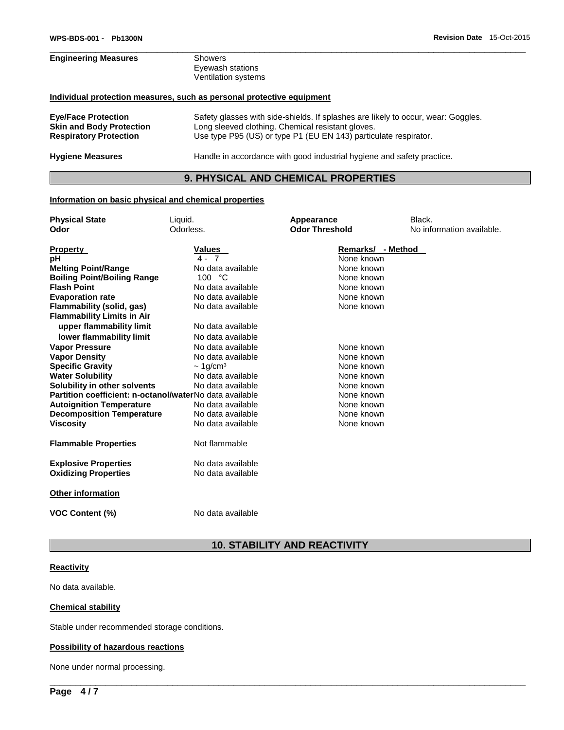**Engineering Measures** Showers
Eyewash stations
Ventilation systems

**Individual protection measures, such as personal protective equipment**

| | |
|---|---|
| **Eye/Face Protection** | Safety glasses with side-shields. If splashes are likely to occur, wear: Goggles. |
| **Skin and Body Protection** | Long sleeved clothing. Chemical resistant gloves. |
| **Respiratory Protection** | Use type P95 (US) or type P1 (EU EN 143) particulate respirator. |
| **Hygiene Measures** | Handle in accordance with good industrial hygiene and safety practice. |

## 9. PHYSICAL AND CHEMICAL PROPERTIES

**Information on basic physical and chemical properties**

| | | | |
|---|---|---|---|
| **Physical State** | Liquid. | **Appearance** | Black. |
| **Odor** | Odorless. | **Odor Threshold** | No information available. |

| Property | Values | Remarks/ - Method |
|---|---|---|
| **pH** | 4 - 7 | None known |
| **Melting Point/Range** | No data available | None known |
| **Boiling Point/Boiling Range** | 100 °C | None known |
| **Flash Point** | No data available | None known |
| **Evaporation rate** | No data available | None known |
| **Flammability (solid, gas)** | No data available | None known |
| **Flammability Limits in Air** | | |
| **upper flammability limit** | No data available | |
| **lower flammability limit** | No data available | |
| **Vapor Pressure** | No data available | None known |
| **Vapor Density** | No data available | None known |
| **Specific Gravity** | ~ 1g/cm³ | None known |
| **Water Solubility** | No data available | None known |
| **Solubility in other solvents** | No data available | None known |
| **Partition coefficient: n-octanol/water** | No data available | None known |
| **Autoignition Temperature** | No data available | None known |
| **Decomposition Temperature** | No data available | None known |
| **Viscosity** | No data available | None known |

| | |
|---|---|
| **Flammable Properties** | Not flammable |
| **Explosive Properties** | No data available |
| **Oxidizing Properties** | No data available |

**Other information**

**VOC Content (%)** No data available

## 10. STABILITY AND REACTIVITY

**Reactivity**

No data available.

**Chemical stability**

Stable under recommended storage conditions.

**Possibility of hazardous reactions**

None under normal processing.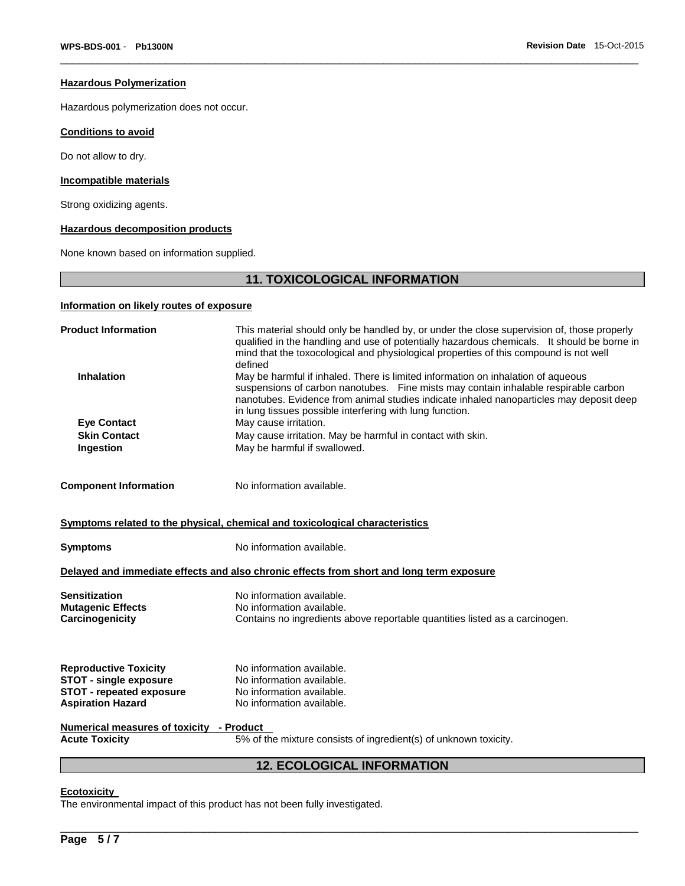### Hazardous Polymerization

Hazardous polymerization does not occur.

### Conditions to avoid

Do not allow to dry.

### Incompatible materials

Strong oxidizing agents.

### Hazardous decomposition products

None known based on information supplied.

## 11. TOXICOLOGICAL INFORMATION

### Information on likely routes of exposure

**Product Information** This material should only be handled by, or under the close supervision of, those properly qualified in the handling and use of potentially hazardous chemicals. It should be borne in mind that the toxocological and physiological properties of this compound is not well defined

**Inhalation** May be harmful if inhaled. There is limited information on inhalation of aqueous suspensions of carbon nanotubes. Fine mists may contain inhalable respirable carbon nanotubes. Evidence from animal studies indicate inhaled nanoparticles may deposit deep in lung tissues possible interfering with lung function.

**Eye Contact** May cause irritation.

**Skin Contact** May cause irritation. May be harmful in contact with skin.

**Ingestion** May be harmful if swallowed.

**Component Information** No information available.

### Symptoms related to the physical, chemical and toxicological characteristics

**Symptoms** No information available.

### Delayed and immediate effects and also chronic effects from short and long term exposure

**Sensitization** No information available.
**Mutagenic Effects** No information available.
**Carcinogenicity** Contains no ingredients above reportable quantities listed as a carcinogen.

**Reproductive Toxicity** No information available.
**STOT - single exposure** No information available.
**STOT - repeated exposure** No information available.
**Aspiration Hazard** No information available.

### Numerical measures of toxicity - Product

**Acute Toxicity** 5% of the mixture consists of ingredient(s) of unknown toxicity.

## 12. ECOLOGICAL INFORMATION

### Ecotoxicity

The environmental impact of this product has not been fully investigated.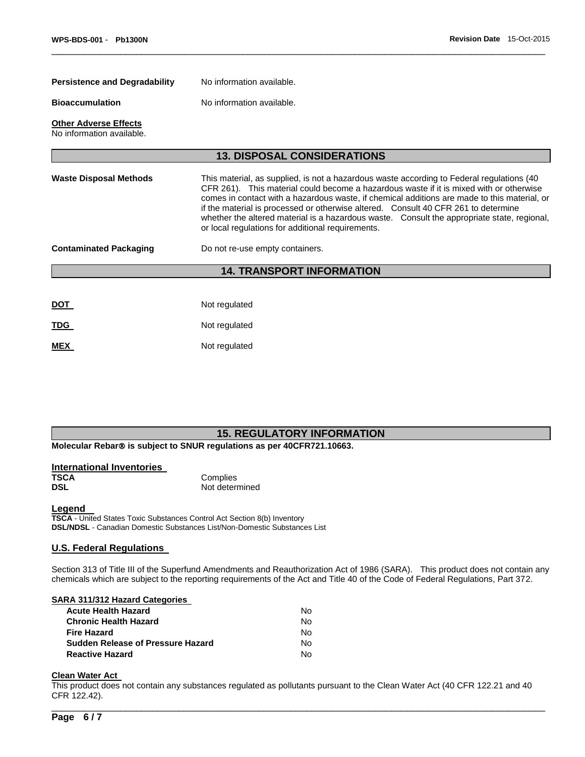**Persistence and Degradability** No information available.

**Bioaccumulation** No information available.

**Other Adverse Effects**
No information available.

## 13. DISPOSAL CONSIDERATIONS

**Waste Disposal Methods** This material, as supplied, is not a hazardous waste according to Federal regulations (40 CFR 261). This material could become a hazardous waste if it is mixed with or otherwise comes in contact with a hazardous waste, if chemical additions are made to this material, or if the material is processed or otherwise altered. Consult 40 CFR 261 to determine whether the altered material is a hazardous waste. Consult the appropriate state, regional, or local regulations for additional requirements.

**Contaminated Packaging** Do not re-use empty containers.

## 14. TRANSPORT INFORMATION

**DOT** Not regulated

**TDG** Not regulated

**MEX** Not regulated

## 15. REGULATORY INFORMATION

**Molecular Rebar® is subject to SNUR regulations as per 40CFR721.10663.**

### International Inventories

| | |
|---|---|
| **TSCA** | Complies |
| **DSL** | Not determined |

### Legend

**TSCA** - United States Toxic Substances Control Act Section 8(b) Inventory
**DSL/NDSL** - Canadian Domestic Substances List/Non-Domestic Substances List

### U.S. Federal Regulations

Section 313 of Title III of the Superfund Amendments and Reauthorization Act of 1986 (SARA). This product does not contain any chemicals which are subject to the reporting requirements of the Act and Title 40 of the Code of Federal Regulations, Part 372.

**SARA 311/312 Hazard Categories**

| | |
|---|---|
| **Acute Health Hazard** | No |
| **Chronic Health Hazard** | No |
| **Fire Hazard** | No |
| **Sudden Release of Pressure Hazard** | No |
| **Reactive Hazard** | No |

**Clean Water Act**
This product does not contain any substances regulated as pollutants pursuant to the Clean Water Act (40 CFR 122.21 and 40 CFR 122.42).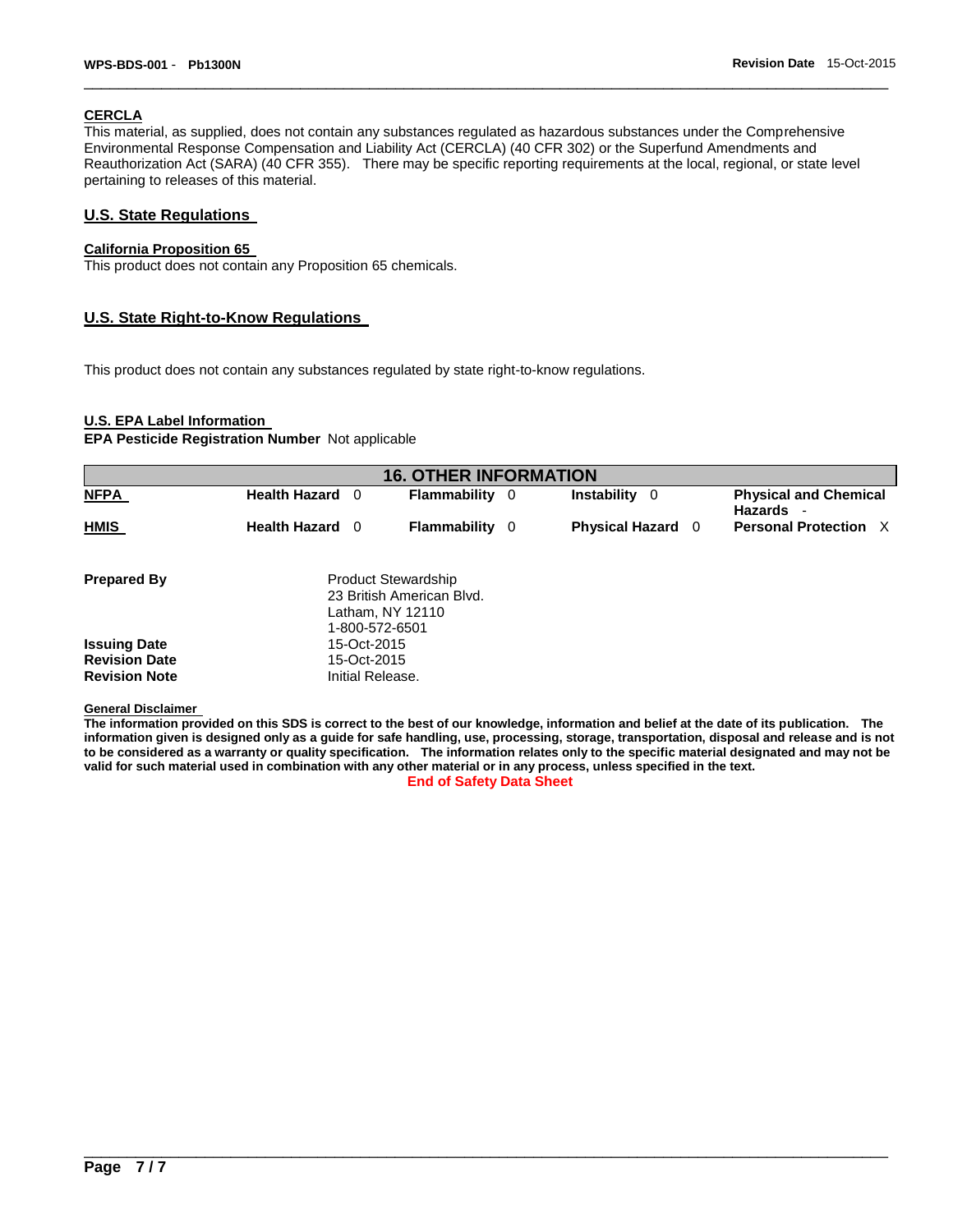### CERCLA

This material, as supplied, does not contain any substances regulated as hazardous substances under the Comprehensive Environmental Response Compensation and Liability Act (CERCLA) (40 CFR 302) or the Superfund Amendments and Reauthorization Act (SARA) (40 CFR 355). There may be specific reporting requirements at the local, regional, or state level pertaining to releases of this material.

## U.S. State Regulations

### California Proposition 65

This product does not contain any Proposition 65 chemicals.

## U.S. State Right-to-Know Regulations

This product does not contain any substances regulated by state right-to-know regulations.

### U.S. EPA Label Information

**EPA Pesticide Registration Number** Not applicable

## 16. OTHER INFORMATION

| | | | | |
|---|---|---|---|---|
| **NFPA** | **Health Hazard** 0 | **Flammability** 0 | **Instability** 0 | **Physical and Chemical Hazards** - |
| **HMIS** | **Health Hazard** 0 | **Flammability** 0 | **Physical Hazard** 0 | **Personal Protection** X |

| | |
|---|---|
| **Prepared By** | Product Stewardship<br>23 British American Blvd.<br>Latham, NY 12110<br>1-800-572-6501 |
| **Issuing Date** | 15-Oct-2015 |
| **Revision Date** | 15-Oct-2015 |
| **Revision Note** | Initial Release. |

### General Disclaimer

**The information provided on this SDS is correct to the best of our knowledge, information and belief at the date of its publication. The information given is designed only as a guide for safe handling, use, processing, storage, transportation, disposal and release and is not to be considered as a warranty or quality specification. The information relates only to the specific material designated and may not be valid for such material used in combination with any other material or in any process, unless specified in the text.**

**End of Safety Data Sheet**